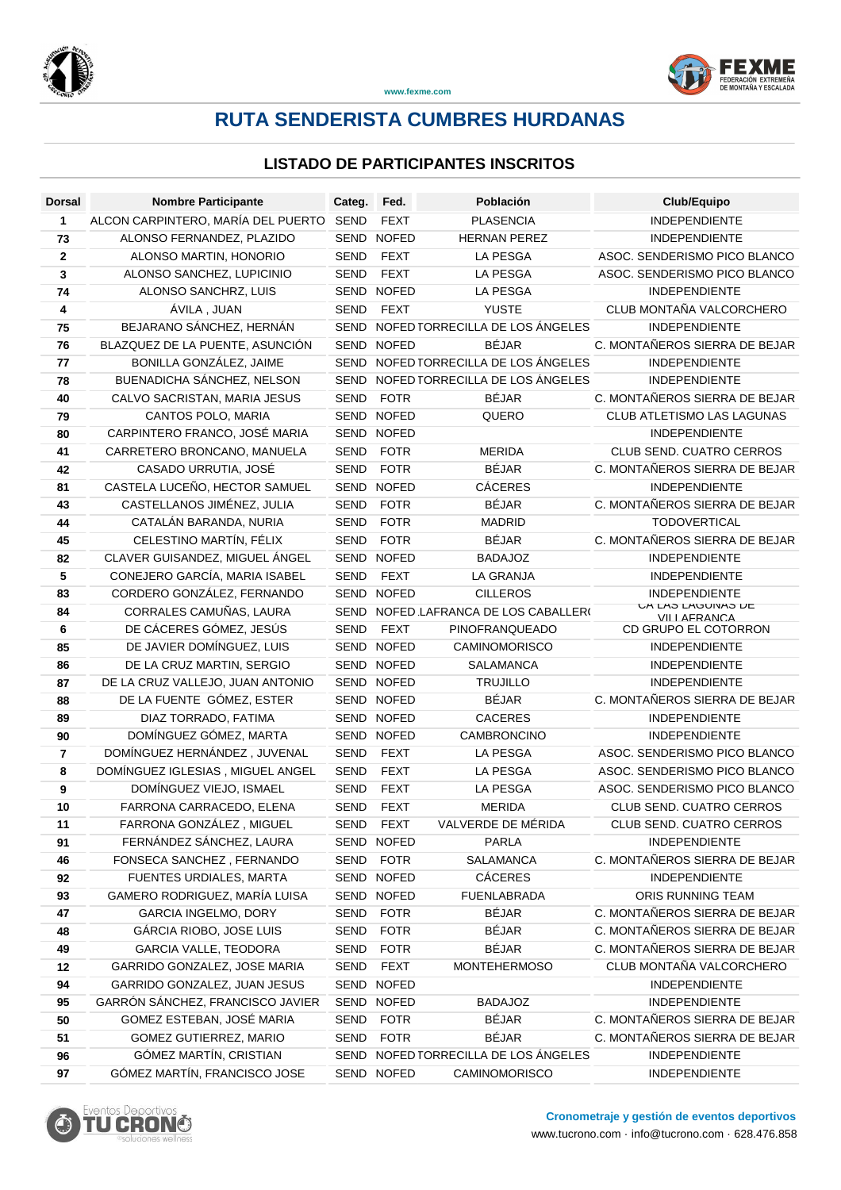www.fexme.com

# RUTA SENDERISTA CUMBRES HURDANAS

## LISTADO DE PARTICIPANTES INSCRITOS

| Dorsal | Nombre Participante | Categ. | Fed. | Población | Club/Equipo |
|---|---|---|---|---|---|
| 1 | ALCON CARPINTERO, MARÍA DEL PUERTO | SEND | FEXT | PLASENCIA | INDEPENDIENTE |
| 73 | ALONSO FERNANDEZ, PLAZIDO | SEND | NOFED | HERNAN PEREZ | INDEPENDIENTE |
| 2 | ALONSO MARTIN, HONORIO | SEND | FEXT | LA PESGA | ASOC. SENDERISMO PICO BLANCO |
| 3 | ALONSO SANCHEZ, LUPICINIO | SEND | FEXT | LA PESGA | ASOC. SENDERISMO PICO BLANCO |
| 74 | ALONSO SANCHRZ, LUIS | SEND | NOFED | LA PESGA | INDEPENDIENTE |
| 4 | ÁVILA , JUAN | SEND | FEXT | YUSTE | CLUB MONTAÑA VALCORCHERO |
| 75 | BEJARANO SÁNCHEZ, HERNÁN | SEND | NOFED | TORRECILLA DE LOS ÁNGELES | INDEPENDIENTE |
| 76 | BLAZQUEZ DE LA PUENTE, ASUNCIÓN | SEND | NOFED | BÉJAR | C. MONTAÑEROS SIERRA DE BEJAR |
| 77 | BONILLA GONZÁLEZ, JAIME | SEND | NOFED | TORRECILLA DE LOS ÁNGELES | INDEPENDIENTE |
| 78 | BUENADICHA SÁNCHEZ, NELSON | SEND | NOFED | TORRECILLA DE LOS ÁNGELES | INDEPENDIENTE |
| 40 | CALVO SACRISTAN, MARIA JESUS | SEND | FOTR | BÉJAR | C. MONTAÑEROS SIERRA DE BEJAR |
| 79 | CANTOS POLO, MARIA | SEND | NOFED | QUERO | CLUB ATLETISMO LAS LAGUNAS |
| 80 | CARPINTERO FRANCO, JOSÉ MARIA | SEND | NOFED | | INDEPENDIENTE |
| 41 | CARRETERO BRONCANO, MANUELA | SEND | FOTR | MERIDA | CLUB SEND. CUATRO CERROS |
| 42 | CASADO URRUTIA, JOSÉ | SEND | FOTR | BÉJAR | C. MONTAÑEROS SIERRA DE BEJAR |
| 81 | CASTELA LUCEÑO, HECTOR SAMUEL | SEND | NOFED | CÁCERES | INDEPENDIENTE |
| 43 | CASTELLANOS JIMÉNEZ, JULIA | SEND | FOTR | BÉJAR | C. MONTAÑEROS SIERRA DE BEJAR |
| 44 | CATALÁN BARANDA, NURIA | SEND | FOTR | MADRID | TODOVERTICAL |
| 45 | CELESTINO MARTÍN, FÉLIX | SEND | FOTR | BÉJAR | C. MONTAÑEROS SIERRA DE BEJAR |
| 82 | CLAVER GUISANDEZ, MIGUEL ÁNGEL | SEND | NOFED | BADAJOZ | INDEPENDIENTE |
| 5 | CONEJERO GARCÍA, MARIA ISABEL | SEND | FEXT | LA GRANJA | INDEPENDIENTE |
| 83 | CORDERO GONZÁLEZ, FERNANDO | SEND | NOFED | CILLEROS | INDEPENDIENTE |
| 84 | CORRALES CAMUÑAS, LAURA | SEND | NOFED | LAFRANCA DE LOS CABALLER | CA LAS LAGUNAS DE VILLAFRANCA |
| 6 | DE CÁCERES GÓMEZ, JESÚS | SEND | FEXT | PINOFRANQUEADO | CD GRUPO EL COTORRON |
| 85 | DE JAVIER DOMÍNGUEZ, LUIS | SEND | NOFED | CAMINOMORISCO | INDEPENDIENTE |
| 86 | DE LA CRUZ MARTIN, SERGIO | SEND | NOFED | SALAMANCA | INDEPENDIENTE |
| 87 | DE LA CRUZ VALLEJO, JUAN ANTONIO | SEND | NOFED | TRUJILLO | INDEPENDIENTE |
| 88 | DE LA FUENTE GÓMEZ, ESTER | SEND | NOFED | BÉJAR | C. MONTAÑEROS SIERRA DE BEJAR |
| 89 | DIAZ TORRADO, FATIMA | SEND | NOFED | CACERES | INDEPENDIENTE |
| 90 | DOMÍNGUEZ GÓMEZ, MARTA | SEND | NOFED | CAMBRONCINO | INDEPENDIENTE |
| 7 | DOMÍNGUEZ HERNÁNDEZ , JUVENAL | SEND | FEXT | LA PESGA | ASOC. SENDERISMO PICO BLANCO |
| 8 | DOMÍNGUEZ IGLESIAS , MIGUEL ANGEL | SEND | FEXT | LA PESGA | ASOC. SENDERISMO PICO BLANCO |
| 9 | DOMÍNGUEZ VIEJO, ISMAEL | SEND | FEXT | LA PESGA | ASOC. SENDERISMO PICO BLANCO |
| 10 | FARRONA CARRACEDO, ELENA | SEND | FEXT | MERIDA | CLUB SEND. CUATRO CERROS |
| 11 | FARRONA GONZÁLEZ , MIGUEL | SEND | FEXT | VALVERDE DE MÉRIDA | CLUB SEND. CUATRO CERROS |
| 91 | FERNÁNDEZ SÁNCHEZ, LAURA | SEND | NOFED | PARLA | INDEPENDIENTE |
| 46 | FONSECA SANCHEZ , FERNANDO | SEND | FOTR | SALAMANCA | C. MONTAÑEROS SIERRA DE BEJAR |
| 92 | FUENTES URDIALES, MARTA | SEND | NOFED | CÁCERES | INDEPENDIENTE |
| 93 | GAMERO RODRIGUEZ, MARÍA LUISA | SEND | NOFED | FUENLABRADA | ORIS RUNNING TEAM |
| 47 | GARCIA INGELMO, DORY | SEND | FOTR | BÉJAR | C. MONTAÑEROS SIERRA DE BEJAR |
| 48 | GÁRCIA RIOBO, JOSE LUIS | SEND | FOTR | BÉJAR | C. MONTAÑEROS SIERRA DE BEJAR |
| 49 | GARCIA VALLE, TEODORA | SEND | FOTR | BÉJAR | C. MONTAÑEROS SIERRA DE BEJAR |
| 12 | GARRIDO GONZALEZ, JOSE MARIA | SEND | FEXT | MONTEHERMOSO | CLUB MONTAÑA VALCORCHERO |
| 94 | GARRIDO GONZALEZ, JUAN JESUS | SEND | NOFED | | INDEPENDIENTE |
| 95 | GARRÓN SÁNCHEZ, FRANCISCO JAVIER | SEND | NOFED | BADAJOZ | INDEPENDIENTE |
| 50 | GOMEZ ESTEBAN, JOSÉ MARIA | SEND | FOTR | BÉJAR | C. MONTAÑEROS SIERRA DE BEJAR |
| 51 | GOMEZ GUTIERREZ, MARIO | SEND | FOTR | BÉJAR | C. MONTAÑEROS SIERRA DE BEJAR |
| 96 | GÓMEZ MARTÍN, CRISTIAN | SEND | NOFED | TORRECILLA DE LOS ÁNGELES | INDEPENDIENTE |
| 97 | GÓMEZ MARTÍN, FRANCISCO JOSE | SEND | NOFED | CAMINOMORISCO | INDEPENDIENTE |

**Cronometraje y gestión de eventos deportivos**
www.tucrono.com · info@tucrono.com · 628.476.858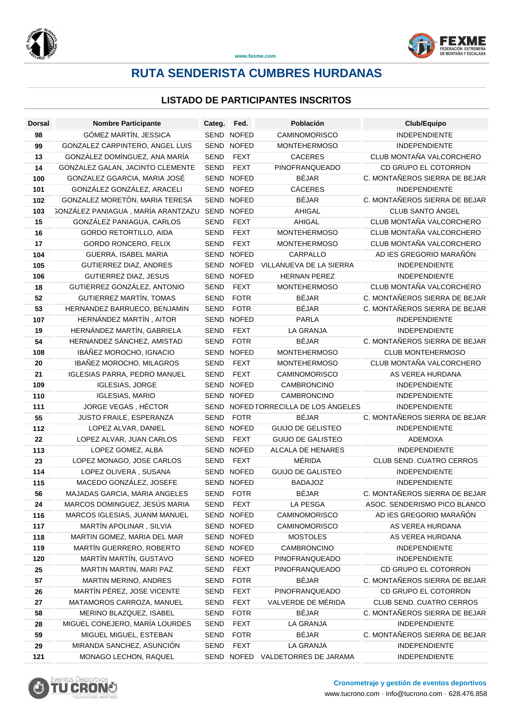www.fexme.com

# RUTA SENDERISTA CUMBRES HURDANAS

## LISTADO DE PARTICIPANTES INSCRITOS

| Dorsal | Nombre Participante | Categ. | Fed. | Población | Club/Equipo |
|---|---|---|---|---|---|
| 98 | GÓMEZ MARTÍN, JESSICA | SEND | NOFED | CAMINOMORISCO | INDEPENDIENTE |
| 99 | GONZALEZ CARPINTERO, ANGEL LUIS | SEND | NOFED | MONTEHERMOSO | INDEPENDIENTE |
| 13 | GONZÁLEZ DOMÍNGUEZ, ANA MARÍA | SEND | FEXT | CACERES | CLUB MONTAÑA VALCORCHERO |
| 14 | GONZALEZ GALAN, JACINTO CLEMENTE | SEND | FEXT | PINOFRANQUEADO | CD GRUPO EL COTORRON |
| 100 | GONZALEZ GGARCIA, MARIA JOSÉ | SEND | NOFED | BÉJAR | C. MONTAÑEROS SIERRA DE BEJAR |
| 101 | GONZÁLEZ GONZÁLEZ, ARACELI | SEND | NOFED | CÁCERES | INDEPENDIENTE |
| 102 | GONZALEZ MORETÓN, MARIA TERESA | SEND | NOFED | BÉJAR | C. MONTAÑEROS SIERRA DE BEJAR |
| 103 | GONZÁLEZ PANIAGUA , MARÍA ARANTZAZU | SEND | NOFED | AHIGAL | CLUB SANTO ÁNGEL |
| 15 | GONZÁLEZ PANIAGUA, CARLOS | SEND | FEXT | AHIGAL | CLUB MONTAÑA VALCORCHERO |
| 16 | GORDO RETORTILLO, AIDA | SEND | FEXT | MONTEHERMOSO | CLUB MONTAÑA VALCORCHERO |
| 17 | GORDO RONCERO, FELIX | SEND | FEXT | MONTEHERMOSO | CLUB MONTAÑA VALCORCHERO |
| 104 | GUERRA, ISABEL MARIA | SEND | NOFED | CARPALLO | AD IES GREGORIO MARAÑÓN |
| 105 | GUTIERREZ DIAZ, ANDRES | SEND | NOFED | VILLANUEVA DE LA SIERRA | INDEPENDIENTE |
| 106 | GUTIERREZ DIAZ, JESUS | SEND | NOFED | HERNAN PEREZ | INDEPENDIENTE |
| 18 | GUTIERREZ GONZÁLEZ, ANTONIO | SEND | FEXT | MONTEHERMOSO | CLUB MONTAÑA VALCORCHERO |
| 52 | GUTIERREZ MARTÍN, TOMAS | SEND | FOTR | BÉJAR | C. MONTAÑEROS SIERRA DE BEJAR |
| 53 | HERNANDEZ BARRUECO, BENJAMIN | SEND | FOTR | BÉJAR | C. MONTAÑEROS SIERRA DE BEJAR |
| 107 | HERNÁNDEZ MARTÍN , AITOR | SEND | NOFED | PARLA | INDEPENDIENTE |
| 19 | HERNÁNDEZ MARTÍN, GABRIELA | SEND | FEXT | LA GRANJA | INDEPENDIENTE |
| 54 | HERNANDEZ SÁNCHEZ, AMISTAD | SEND | FOTR | BÉJAR | C. MONTAÑEROS SIERRA DE BEJAR |
| 108 | IBÁÑEZ MOROCHO, IGNACIO | SEND | NOFED | MONTEHERMOSO | CLUB MONTEHERMOSO |
| 20 | IBAÑEZ MOROCHO, MILAGROS | SEND | FEXT | MONTEHERMOSO | CLUB MONTAÑA VALCORCHERO |
| 21 | IGLESIAS PARRA, PEDRO MANUEL | SEND | FEXT | CAMINOMORISCO | AS VEREA HURDANA |
| 109 | IGLESIAS, JORGE | SEND | NOFED | CAMBRONCINO | INDEPENDIENTE |
| 110 | IGLESIAS, MARIO | SEND | NOFED | CAMBRONCINO | INDEPENDIENTE |
| 111 | JORGE VEGAS , HÉCTOR | SEND | NOFED | TORRECILLA DE LOS ÁNGELES | INDEPENDIENTE |
| 55 | JUSTO FRAILE, ESPERANZA | SEND | FOTR | BÉJAR | C. MONTAÑEROS SIERRA DE BEJAR |
| 112 | LOPEZ ALVAR, DANIEL | SEND | NOFED | GUIJO DE GELISTEO | INDEPENDIENTE |
| 22 | LOPEZ ALVAR, JUAN CARLOS | SEND | FEXT | GUIJO DE GALISTEO | ADEMOXA |
| 113 | LOPEZ GOMEZ, ALBA | SEND | NOFED | ALCALA DE HENARES | INDEPENDIENTE |
| 23 | LOPEZ MONAGO, JOSE CARLOS | SEND | FEXT | MÉRIDA | CLUB SEND. CUATRO CERROS |
| 114 | LOPEZ OLIVERA , SUSANA | SEND | NOFED | GUIJO DE GALISTEO | INDEPENDIENTE |
| 115 | MACEDO GONZÁLEZ, JOSEFE | SEND | NOFED | BADAJOZ | INDEPENDIENTE |
| 56 | MAJADAS GARCIA, MARIA ANGELES | SEND | FOTR | BÉJAR | C. MONTAÑEROS SIERRA DE BEJAR |
| 24 | MARCOS DOMINGUEZ, JESÚS MARIA | SEND | FEXT | LA PESGA | ASOC. SENDERISMO PICO BLANCO |
| 116 | MARCOS IGLESIAS, JUANM MANUEL | SEND | NOFED | CAMINOMORISCO | AD IES GREGORIO MARAÑÓN |
| 117 | MARTÍN APOLINAR , SILVIA | SEND | NOFED | CAMINOMORISCO | AS VEREA HURDANA |
| 118 | MARTIN GOMEZ, MARIA DEL MAR | SEND | NOFED | MOSTOLES | AS VEREA HURDANA |
| 119 | MARTÍN GUERRERO, ROBERTO | SEND | NOFED | CAMBRONCINO | INDEPENDIENTE |
| 120 | MARTÍN MARTÍN, GUSTAVO | SEND | NOFED | PINOFRANQUEADO | INDEPENDIENTE |
| 25 | MARTIN MARTIN, MARI PAZ | SEND | FEXT | PINOFRANQUEADO | CD GRUPO EL COTORRON |
| 57 | MARTIN MERINO, ANDRES | SEND | FOTR | BÉJAR | C. MONTAÑEROS SIERRA DE BEJAR |
| 26 | MARTÍN PÉREZ, JOSE VICENTE | SEND | FEXT | PINOFRANQUEADO | CD GRUPO EL COTORRON |
| 27 | MATAMOROS CARROZA, MANUEL | SEND | FEXT | VALVERDE DE MÉRIDA | CLUB SEND. CUATRO CERROS |
| 58 | MERINO BLAZQUEZ, ISABEL | SEND | FOTR | BÉJAR | C. MONTAÑEROS SIERRA DE BEJAR |
| 28 | MIGUEL CONEJERO, MARÍA LOURDES | SEND | FEXT | LA GRANJA | INDEPENDIENTE |
| 59 | MIGUEL MIGUEL, ESTEBAN | SEND | FOTR | BÉJAR | C. MONTAÑEROS SIERRA DE BEJAR |
| 29 | MIRANDA SANCHEZ, ASUNCIÓN | SEND | FEXT | LA GRANJA | INDEPENDIENTE |
| 121 | MONAGO LECHON, RAQUEL | SEND | NOFED | VALDETORRES DE JARAMA | INDEPENDIENTE |

**Cronometraje y gestión de eventos deportivos**
www.tucrono.com · info@tucrono.com · 628.476.858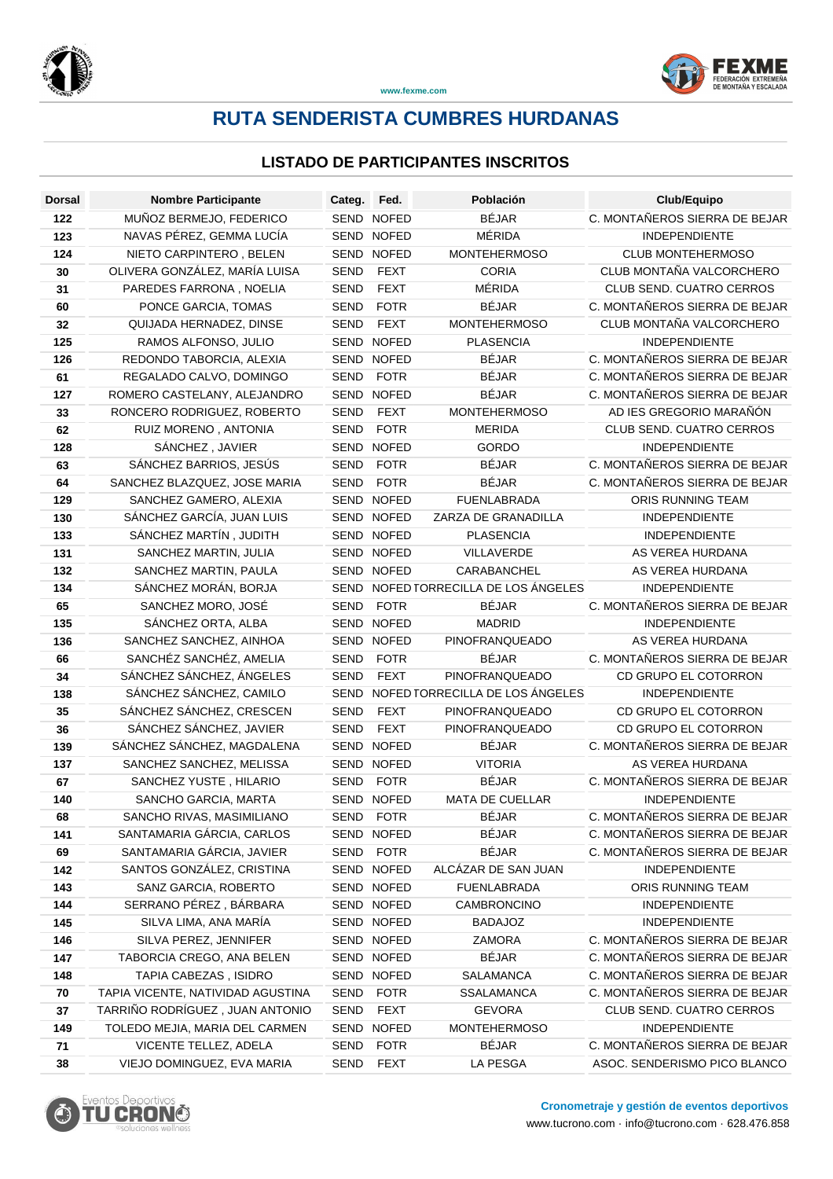# RUTA SENDERISTA CUMBRES HURDANAS

## LISTADO DE PARTICIPANTES INSCRITOS

| Dorsal | Nombre Participante | Categ. | Fed. | Población | Club/Equipo |
|---|---|---|---|---|---|
| 122 | MUÑOZ BERMEJO, FEDERICO | SEND | NOFED | BÉJAR | C. MONTAÑEROS SIERRA DE BEJAR |
| 123 | NAVAS PÉREZ, GEMMA LUCÍA | SEND | NOFED | MÉRIDA | INDEPENDIENTE |
| 124 | NIETO CARPINTERO , BELEN | SEND | NOFED | MONTEHERMOSO | CLUB MONTEHERMOSO |
| 30 | OLIVERA GONZÁLEZ, MARÍA LUISA | SEND | FEXT | CORIA | CLUB MONTAÑA VALCORCHERO |
| 31 | PAREDES FARRONA , NOELIA | SEND | FEXT | MÉRIDA | CLUB SEND. CUATRO CERROS |
| 60 | PONCE GARCIA, TOMAS | SEND | FOTR | BÉJAR | C. MONTAÑEROS SIERRA DE BEJAR |
| 32 | QUIJADA HERNADEZ, DINSE | SEND | FEXT | MONTEHERMOSO | CLUB MONTAÑA VALCORCHERO |
| 125 | RAMOS ALFONSO, JULIO | SEND | NOFED | PLASENCIA | INDEPENDIENTE |
| 126 | REDONDO TABORCIA, ALEXIA | SEND | NOFED | BÉJAR | C. MONTAÑEROS SIERRA DE BEJAR |
| 61 | REGALADO CALVO, DOMINGO | SEND | FOTR | BÉJAR | C. MONTAÑEROS SIERRA DE BEJAR |
| 127 | ROMERO CASTELANY, ALEJANDRO | SEND | NOFED | BÉJAR | C. MONTAÑEROS SIERRA DE BEJAR |
| 33 | RONCERO RODRIGUEZ, ROBERTO | SEND | FEXT | MONTEHERMOSO | AD IES GREGORIO MARAÑÓN |
| 62 | RUIZ MORENO , ANTONIA | SEND | FOTR | MERIDA | CLUB SEND. CUATRO CERROS |
| 128 | SÁNCHEZ , JAVIER | SEND | NOFED | GORDO | INDEPENDIENTE |
| 63 | SÁNCHEZ BARRIOS, JESÚS | SEND | FOTR | BÉJAR | C. MONTAÑEROS SIERRA DE BEJAR |
| 64 | SANCHEZ BLAZQUEZ, JOSE MARIA | SEND | FOTR | BÉJAR | C. MONTAÑEROS SIERRA DE BEJAR |
| 129 | SANCHEZ GAMERO, ALEXIA | SEND | NOFED | FUENLABRADA | ORIS RUNNING TEAM |
| 130 | SÁNCHEZ GARCÍA, JUAN LUIS | SEND | NOFED | ZARZA DE GRANADILLA | INDEPENDIENTE |
| 133 | SÁNCHEZ MARTÍN , JUDITH | SEND | NOFED | PLASENCIA | INDEPENDIENTE |
| 131 | SANCHEZ MARTIN, JULIA | SEND | NOFED | VILLAVERDE | AS VEREA HURDANA |
| 132 | SANCHEZ MARTIN, PAULA | SEND | NOFED | CARABANCHEL | AS VEREA HURDANA |
| 134 | SÁNCHEZ MORÁN, BORJA | SEND | NOFED | TORRECILLA DE LOS ÁNGELES | INDEPENDIENTE |
| 65 | SANCHEZ MORO, JOSÉ | SEND | FOTR | BÉJAR | C. MONTAÑEROS SIERRA DE BEJAR |
| 135 | SÁNCHEZ ORTA, ALBA | SEND | NOFED | MADRID | INDEPENDIENTE |
| 136 | SANCHEZ SANCHEZ, AINHOA | SEND | NOFED | PINOFRANQUEADO | AS VEREA HURDANA |
| 66 | SANCHÉZ SANCHÉZ, AMELIA | SEND | FOTR | BÉJAR | C. MONTAÑEROS SIERRA DE BEJAR |
| 34 | SÁNCHEZ SÁNCHEZ, ÁNGELES | SEND | FEXT | PINOFRANQUEADO | CD GRUPO EL COTORRON |
| 138 | SÁNCHEZ SÁNCHEZ, CAMILO | SEND | NOFED | TORRECILLA DE LOS ÁNGELES | INDEPENDIENTE |
| 35 | SÁNCHEZ SÁNCHEZ, CRESCEN | SEND | FEXT | PINOFRANQUEADO | CD GRUPO EL COTORRON |
| 36 | SÁNCHEZ SÁNCHEZ, JAVIER | SEND | FEXT | PINOFRANQUEADO | CD GRUPO EL COTORRON |
| 139 | SÁNCHEZ SÁNCHEZ, MAGDALENA | SEND | NOFED | BÉJAR | C. MONTAÑEROS SIERRA DE BEJAR |
| 137 | SANCHEZ SANCHEZ, MELISSA | SEND | NOFED | VITORIA | AS VEREA HURDANA |
| 67 | SANCHEZ YUSTE , HILARIO | SEND | FOTR | BÉJAR | C. MONTAÑEROS SIERRA DE BEJAR |
| 140 | SANCHO GARCIA, MARTA | SEND | NOFED | MATA DE CUELLAR | INDEPENDIENTE |
| 68 | SANCHO RIVAS, MASIMILIANO | SEND | FOTR | BÉJAR | C. MONTAÑEROS SIERRA DE BEJAR |
| 141 | SANTAMARIA GÁRCIA, CARLOS | SEND | NOFED | BÉJAR | C. MONTAÑEROS SIERRA DE BEJAR |
| 69 | SANTAMARIA GÁRCIA, JAVIER | SEND | FOTR | BÉJAR | C. MONTAÑEROS SIERRA DE BEJAR |
| 142 | SANTOS GONZÁLEZ, CRISTINA | SEND | NOFED | ALCÁZAR DE SAN JUAN | INDEPENDIENTE |
| 143 | SANZ GARCIA, ROBERTO | SEND | NOFED | FUENLABRADA | ORIS RUNNING TEAM |
| 144 | SERRANO PÉREZ , BÁRBARA | SEND | NOFED | CAMBRONCINO | INDEPENDIENTE |
| 145 | SILVA LIMA, ANA MARÍA | SEND | NOFED | BADAJOZ | INDEPENDIENTE |
| 146 | SILVA PEREZ, JENNIFER | SEND | NOFED | ZAMORA | C. MONTAÑEROS SIERRA DE BEJAR |
| 147 | TABORCIA CREGO, ANA BELEN | SEND | NOFED | BÉJAR | C. MONTAÑEROS SIERRA DE BEJAR |
| 148 | TAPIA CABEZAS , ISIDRO | SEND | NOFED | SALAMANCA | C. MONTAÑEROS SIERRA DE BEJAR |
| 70 | TAPIA VICENTE, NATIVIDAD AGUSTINA | SEND | FOTR | SSALAMANCA | C. MONTAÑEROS SIERRA DE BEJAR |
| 37 | TARRIÑO RODRÍGUEZ , JUAN ANTONIO | SEND | FEXT | GEVORA | CLUB SEND. CUATRO CERROS |
| 149 | TOLEDO MEJIA, MARIA DEL CARMEN | SEND | NOFED | MONTEHERMOSO | INDEPENDIENTE |
| 71 | VICENTE TELLEZ, ADELA | SEND | FOTR | BÉJAR | C. MONTAÑEROS SIERRA DE BEJAR |
| 38 | VIEJO DOMINGUEZ, EVA MARIA | SEND | FEXT | LA PESGA | ASOC. SENDERISMO PICO BLANCO |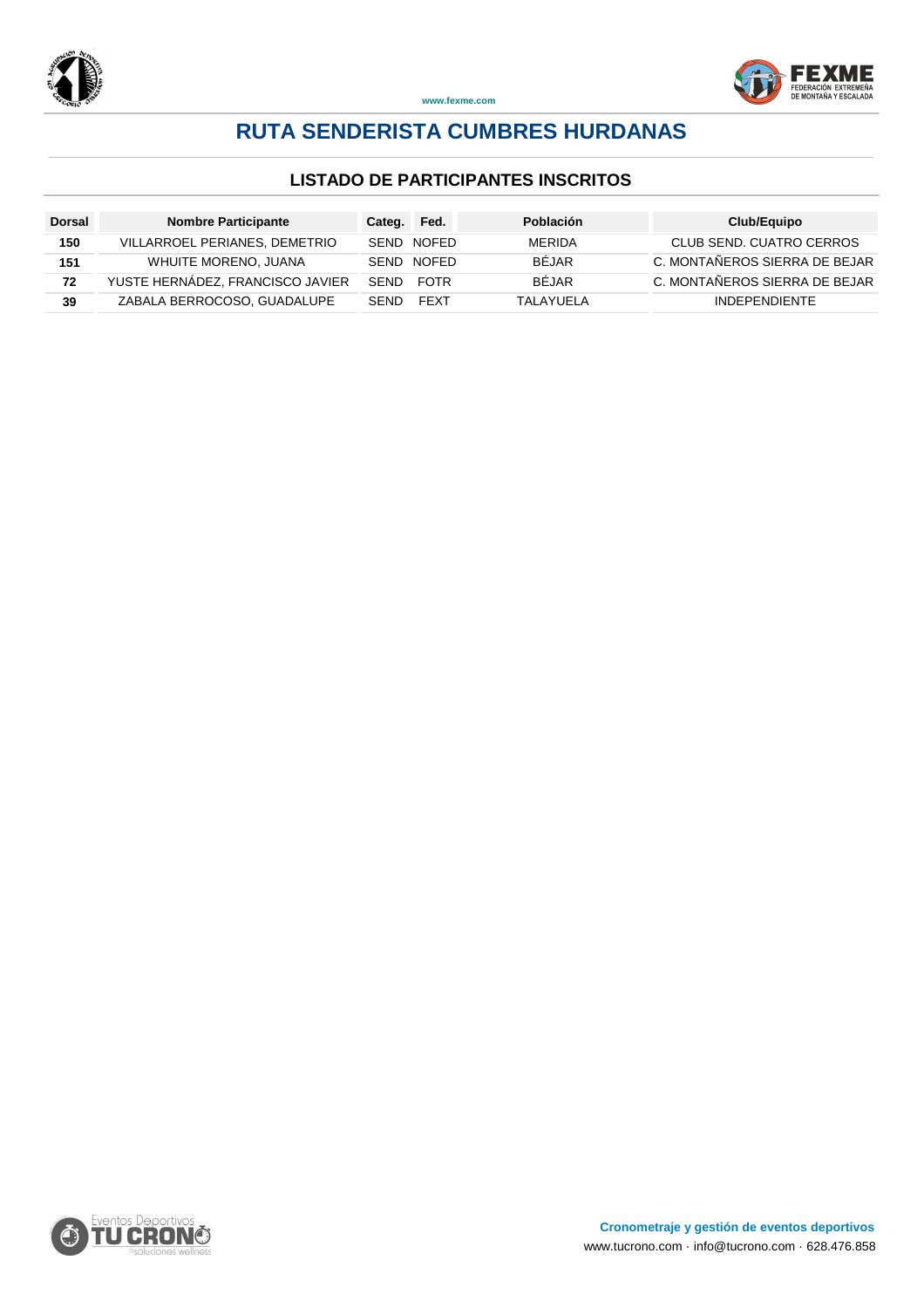# RUTA SENDERISTA CUMBRES HURDANAS

## LISTADO DE PARTICIPANTES INSCRITOS

| Dorsal | Nombre Participante | Categ. | Fed. | Población | Club/Equipo |
|---|---|---|---|---|---|
| 150 | VILLARROEL PERIANES, DEMETRIO | SEND | NOFED | MERIDA | CLUB SEND. CUATRO CERROS |
| 151 | WHUITE MORENO, JUANA | SEND | NOFED | BÉJAR | C. MONTAÑEROS SIERRA DE BEJAR |
| 72 | YUSTE HERNÁDEZ, FRANCISCO JAVIER | SEND | FOTR | BÉJAR | C. MONTAÑEROS SIERRA DE BEJAR |
| 39 | ZABALA BERROCOSO, GUADALUPE | SEND | FEXT | TALAYUELA | INDEPENDIENTE |